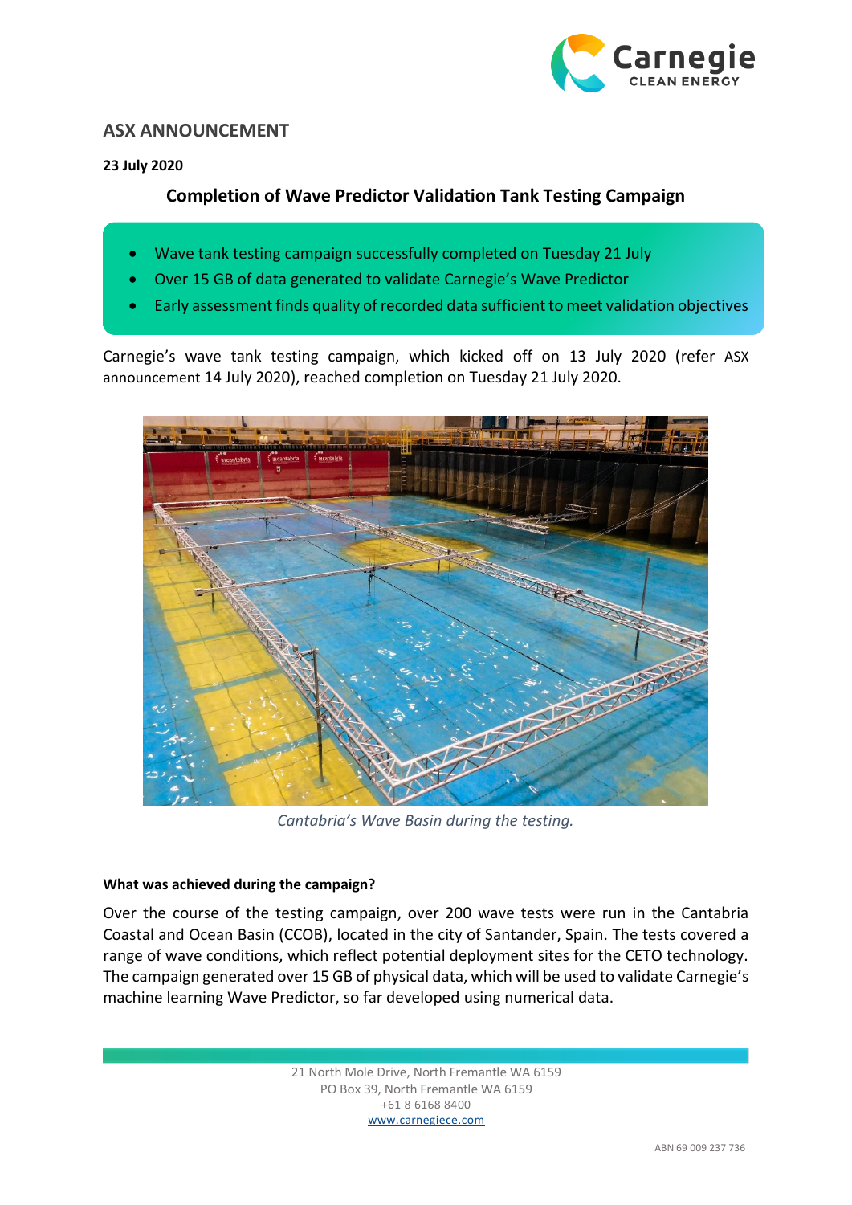## ASX ANNOUNCEMENT

**23 July 2020**

### Completion of Wave Predictor Validation Tank Testing Campaign

- Wave tank testing campaign successfully completed on Tuesday 21 July
- Over 15 GB of data generated to validate Carnegie's Wave Predictor
- Early assessment finds quality of recorded data sufficient to meet validation objectives

Carnegie's wave tank testing campaign, which kicked off on 13 July 2020 (refer ASX announcement 14 July 2020), reached completion on Tuesday 21 July 2020.

*Cantabria's Wave Basin during the testing.*

**What was achieved during the campaign?**

Over the course of the testing campaign, over 200 wave tests were run in the Cantabria Coastal and Ocean Basin (CCOB), located in the city of Santander, Spain. The tests covered a range of wave conditions, which reflect potential deployment sites for the CETO technology. The campaign generated over 15 GB of physical data, which will be used to validate Carnegie's machine learning Wave Predictor, so far developed using numerical data.

21 North Mole Drive, North Fremantle WA 6159
PO Box 39, North Fremantle WA 6159
+61 8 6168 8400
www.carnegiece.com

ABN 69 009 237 736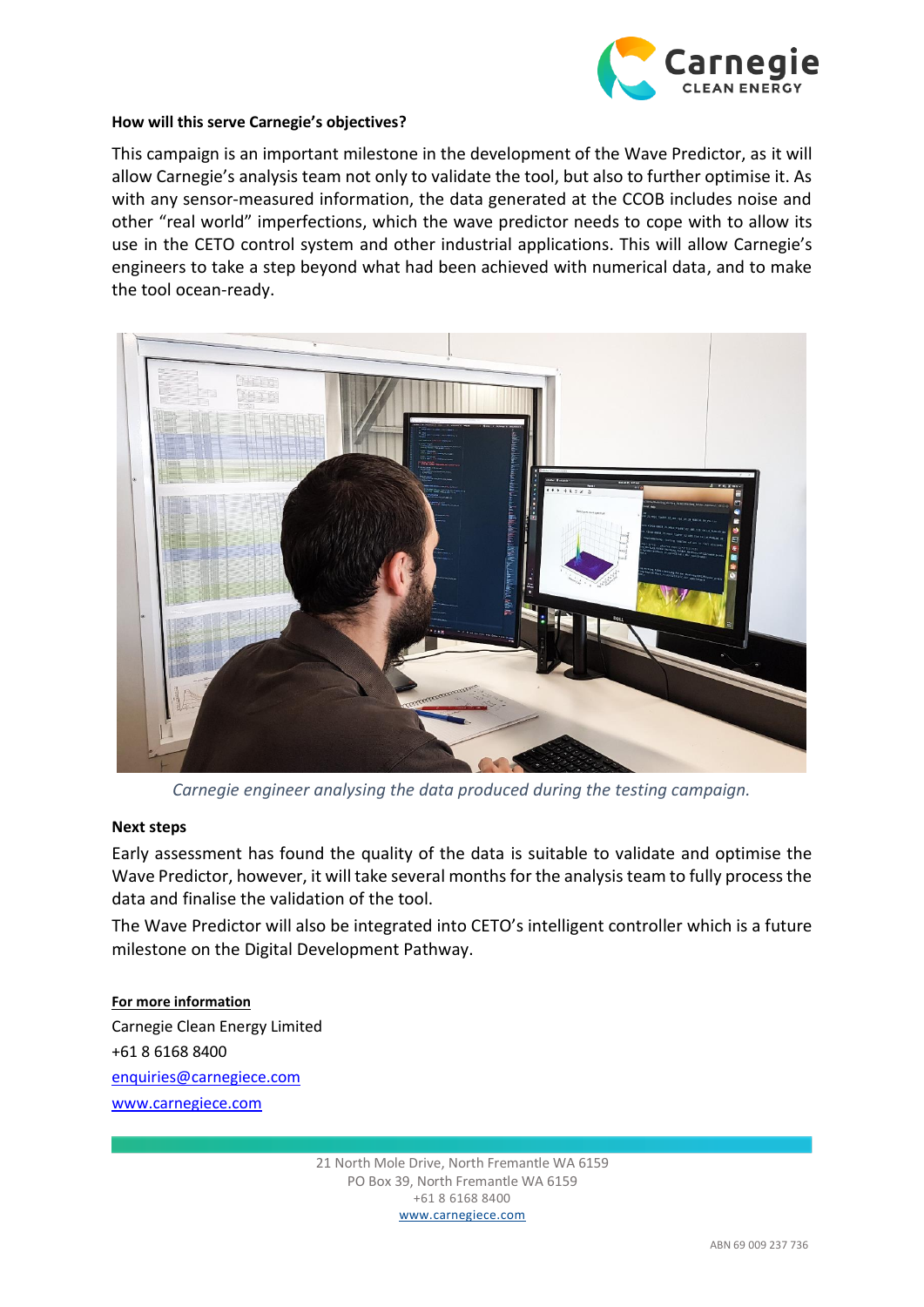**How will this serve Carnegie's objectives?**

This campaign is an important milestone in the development of the Wave Predictor, as it will allow Carnegie's analysis team not only to validate the tool, but also to further optimise it. As with any sensor-measured information, the data generated at the CCOB includes noise and other "real world" imperfections, which the wave predictor needs to cope with to allow its use in the CETO control system and other industrial applications. This will allow Carnegie's engineers to take a step beyond what had been achieved with numerical data, and to make the tool ocean-ready.

*Carnegie engineer analysing the data produced during the testing campaign.*

**Next steps**

Early assessment has found the quality of the data is suitable to validate and optimise the Wave Predictor, however, it will take several months for the analysis team to fully process the data and finalise the validation of the tool.

The Wave Predictor will also be integrated into CETO's intelligent controller which is a future milestone on the Digital Development Pathway.

**For more information**

Carnegie Clean Energy Limited

+61 8 6168 8400

enquiries@carnegiece.com

www.carnegiece.com